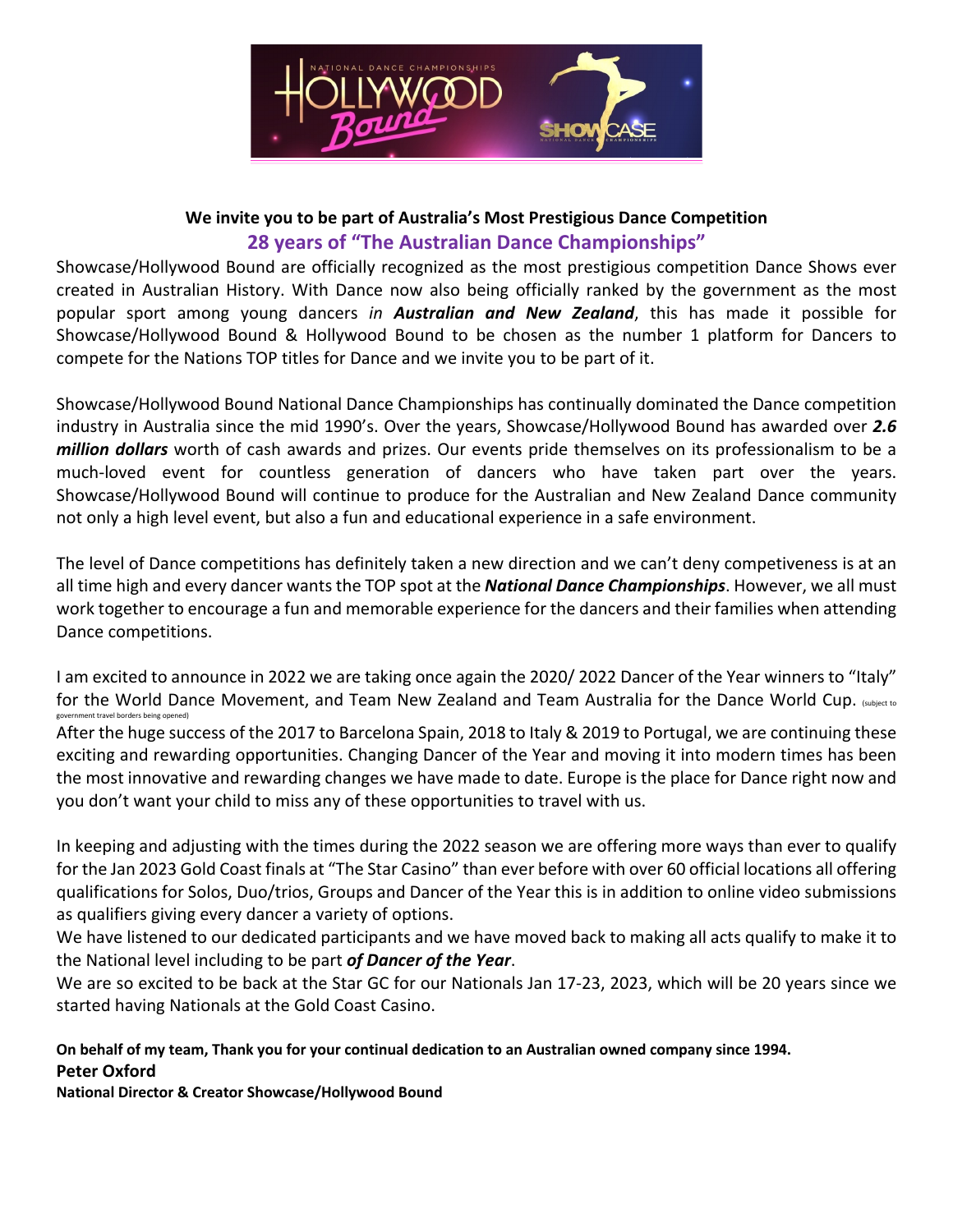**We invite you to be part of Australia's Most Prestigious Dance Competition**

## 28 years of "The Australian Dance Championships"

Showcase/Hollywood Bound are officially recognized as the most prestigious competition Dance Shows ever created in Australian History. With Dance now also being officially ranked by the government as the most popular sport among young dancers *in **Australian and New Zealand***, this has made it possible for Showcase/Hollywood Bound & Hollywood Bound to be chosen as the number 1 platform for Dancers to compete for the Nations TOP titles for Dance and we invite you to be part of it.

Showcase/Hollywood Bound National Dance Championships has continually dominated the Dance competition industry in Australia since the mid 1990's. Over the years, Showcase/Hollywood Bound has awarded over ***2.6 million dollars*** worth of cash awards and prizes. Our events pride themselves on its professionalism to be a much-loved event for countless generation of dancers who have taken part over the years. Showcase/Hollywood Bound will continue to produce for the Australian and New Zealand Dance community not only a high level event, but also a fun and educational experience in a safe environment.

The level of Dance competitions has definitely taken a new direction and we can't deny competiveness is at an all time high and every dancer wants the TOP spot at the ***National Dance Championships***. However, we all must work together to encourage a fun and memorable experience for the dancers and their families when attending Dance competitions.

I am excited to announce in 2022 we are taking once again the 2020/ 2022 Dancer of the Year winners to "Italy" for the World Dance Movement, and Team New Zealand and Team Australia for the Dance World Cup. (subject to government travel borders being opened)

After the huge success of the 2017 to Barcelona Spain, 2018 to Italy & 2019 to Portugal, we are continuing these exciting and rewarding opportunities. Changing Dancer of the Year and moving it into modern times has been the most innovative and rewarding changes we have made to date. Europe is the place for Dance right now and you don't want your child to miss any of these opportunities to travel with us.

In keeping and adjusting with the times during the 2022 season we are offering more ways than ever to qualify for the Jan 2023 Gold Coast finals at "The Star Casino" than ever before with over 60 official locations all offering qualifications for Solos, Duo/trios, Groups and Dancer of the Year this is in addition to online video submissions as qualifiers giving every dancer a variety of options.

We have listened to our dedicated participants and we have moved back to making all acts qualify to make it to the National level including to be part ***of Dancer of the Year***.

We are so excited to be back at the Star GC for our Nationals Jan 17-23, 2023, which will be 20 years since we started having Nationals at the Gold Coast Casino.

**On behalf of my team, Thank you for your continual dedication to an Australian owned company since 1994.**

**Peter Oxford**

**National Director & Creator Showcase/Hollywood Bound**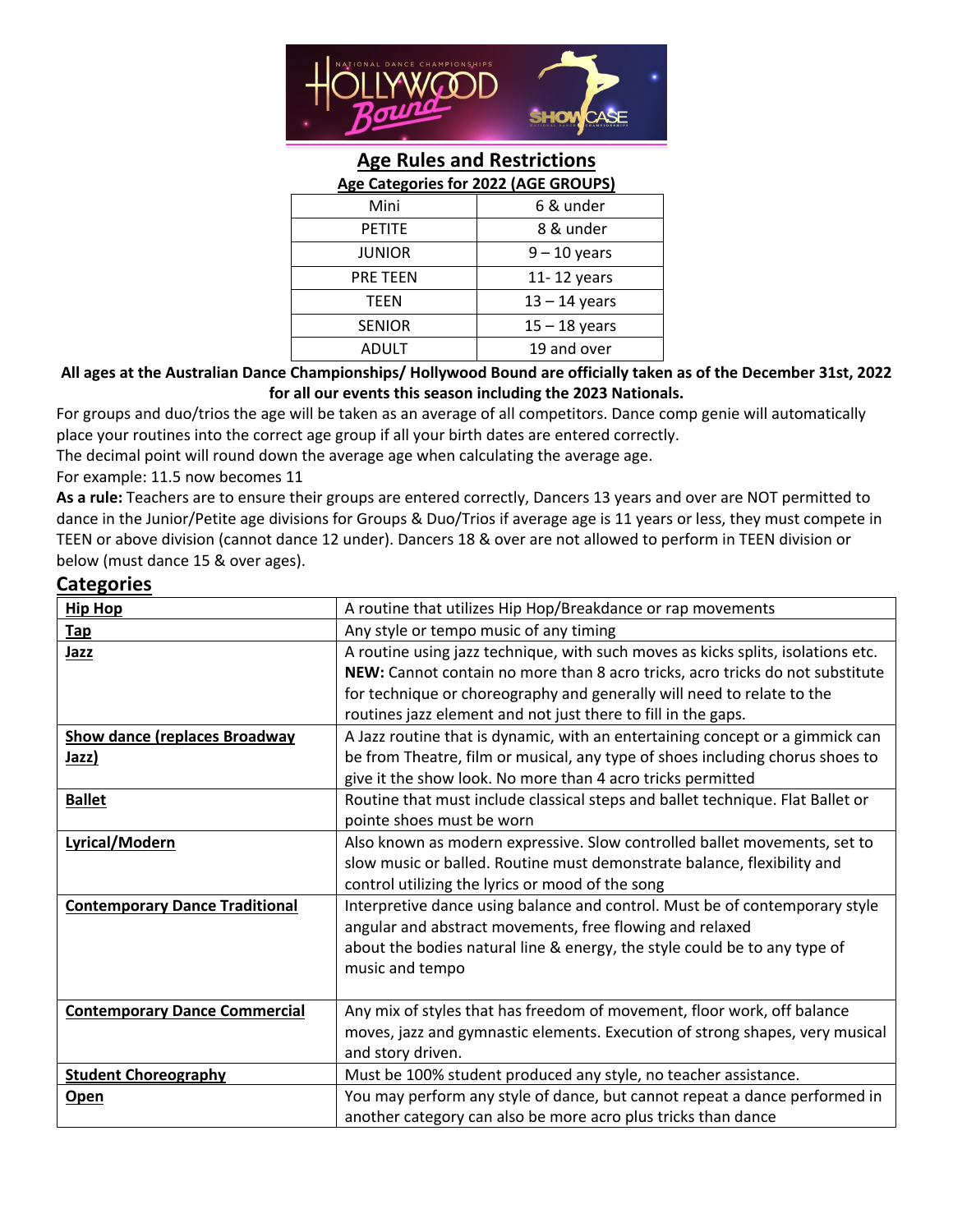## Age Rules and Restrictions

**Age Categories for 2022 (AGE GROUPS)**

| | |
|---|---|
| Mini | 6 & under |
| PETITE | 8 & under |
| JUNIOR | 9 – 10 years |
| PRE TEEN | 11- 12 years |
| TEEN | 13 – 14 years |
| SENIOR | 15 – 18 years |
| ADULT | 19 and over |

**All ages at the Australian Dance Championships/ Hollywood Bound are officially taken as of the December 31st, 2022 for all our events this season including the 2023 Nationals.**

For groups and duo/trios the age will be taken as an average of all competitors. Dance comp genie will automatically place your routines into the correct age group if all your birth dates are entered correctly.

The decimal point will round down the average age when calculating the average age.

For example: 11.5 now becomes 11

**As a rule:** Teachers are to ensure their groups are entered correctly, Dancers 13 years and over are NOT permitted to dance in the Junior/Petite age divisions for Groups & Duo/Trios if average age is 11 years or less, they must compete in TEEN or above division (cannot dance 12 under). Dancers 18 & over are not allowed to perform in TEEN division or below (must dance 15 & over ages).

## Categories

| | |
|---|---|
| **Hip Hop** | A routine that utilizes Hip Hop/Breakdance or rap movements |
| **Tap** | Any style or tempo music of any timing |
| **Jazz** | A routine using jazz technique, with such moves as kicks splits, isolations etc. **NEW:** Cannot contain no more than 8 acro tricks, acro tricks do not substitute for technique or choreography and generally will need to relate to the routines jazz element and not just there to fill in the gaps. |
| **Show dance (replaces Broadway Jazz)** | A Jazz routine that is dynamic, with an entertaining concept or a gimmick can be from Theatre, film or musical, any type of shoes including chorus shoes to give it the show look. No more than 4 acro tricks permitted |
| **Ballet** | Routine that must include classical steps and ballet technique. Flat Ballet or pointe shoes must be worn |
| **Lyrical/Modern** | Also known as modern expressive. Slow controlled ballet movements, set to slow music or balled. Routine must demonstrate balance, flexibility and control utilizing the lyrics or mood of the song |
| **Contemporary Dance Traditional** | Interpretive dance using balance and control. Must be of contemporary style angular and abstract movements, free flowing and relaxed about the bodies natural line & energy, the style could be to any type of music and tempo |
| **Contemporary Dance Commercial** | Any mix of styles that has freedom of movement, floor work, off balance moves, jazz and gymnastic elements. Execution of strong shapes, very musical and story driven. |
| **Student Choreography** | Must be 100% student produced any style, no teacher assistance. |
| **Open** | You may perform any style of dance, but cannot repeat a dance performed in another category can also be more acro plus tricks than dance |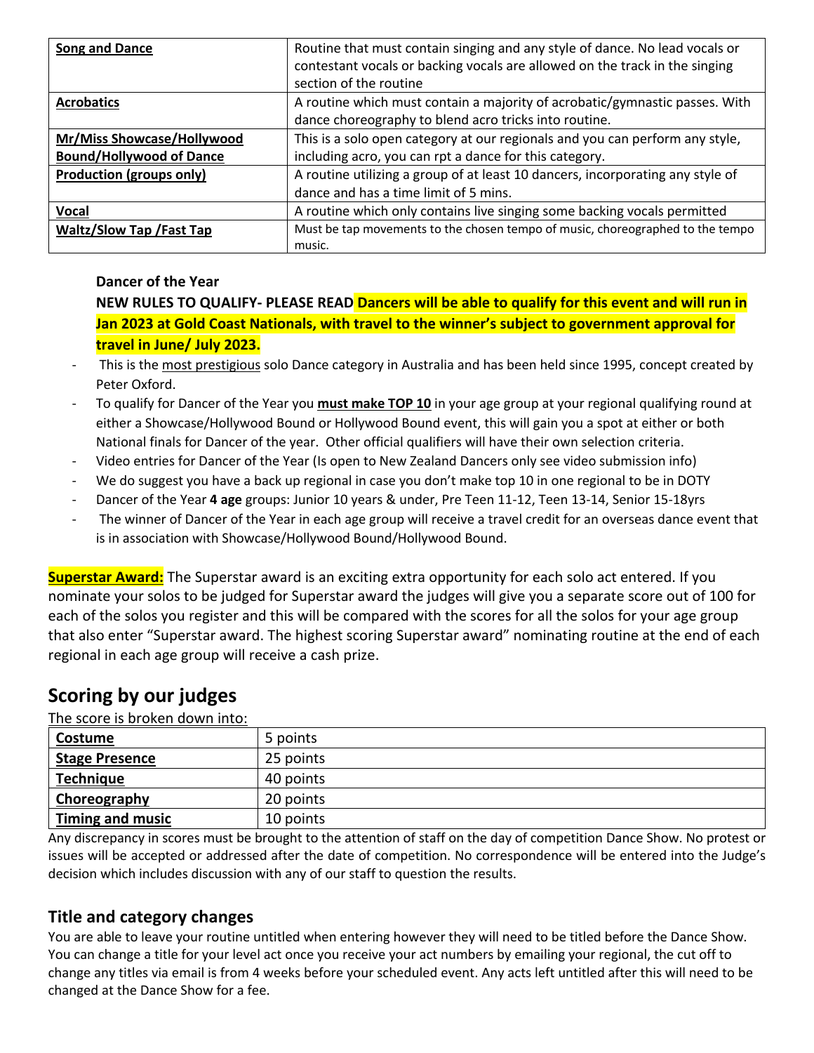| **Song and Dance** | Routine that must contain singing and any style of dance. No lead vocals or contestant vocals or backing vocals are allowed on the track in the singing section of the routine |
|---|---|
| **Acrobatics** | A routine which must contain a majority of acrobatic/gymnastic passes. With dance choreography to blend acro tricks into routine. |
| **Mr/Miss Showcase/Hollywood Bound/Hollywood of Dance** | This is a solo open category at our regionals and you can perform any style, including acro, you can rpt a dance for this category. |
| **Production (groups only)** | A routine utilizing a group of at least 10 dancers, incorporating any style of dance and has a time limit of 5 mins. |
| **Vocal** | A routine which only contains live singing some backing vocals permitted |
| **Waltz/Slow Tap /Fast Tap** | Must be tap movements to the chosen tempo of music, choreographed to the tempo music. |

**Dancer of the Year**

**NEW RULES TO QUALIFY- PLEASE READ Dancers will be able to qualify for this event and will run in Jan 2023 at Gold Coast Nationals, with travel to the winner's subject to government approval for travel in June/ July 2023.**

- This is the most prestigious solo Dance category in Australia and has been held since 1995, concept created by Peter Oxford.
- To qualify for Dancer of the Year you **must make TOP 10** in your age group at your regional qualifying round at either a Showcase/Hollywood Bound or Hollywood Bound event, this will gain you a spot at either or both National finals for Dancer of the year. Other official qualifiers will have their own selection criteria.
- Video entries for Dancer of the Year (Is open to New Zealand Dancers only see video submission info)
- We do suggest you have a back up regional in case you don't make top 10 in one regional to be in DOTY
- Dancer of the Year **4 age** groups: Junior 10 years & under, Pre Teen 11-12, Teen 13-14, Senior 15-18yrs
- The winner of Dancer of the Year in each age group will receive a travel credit for an overseas dance event that is in association with Showcase/Hollywood Bound/Hollywood Bound.

**Superstar Award:** The Superstar award is an exciting extra opportunity for each solo act entered. If you nominate your solos to be judged for Superstar award the judges will give you a separate score out of 100 for each of the solos you register and this will be compared with the scores for all the solos for your age group that also enter "Superstar award. The highest scoring Superstar award" nominating routine at the end of each regional in each age group will receive a cash prize.

## Scoring by our judges

The score is broken down into:

| **Costume** | 5 points |
|---|---|
| **Stage Presence** | 25 points |
| **Technique** | 40 points |
| **Choreography** | 20 points |
| **Timing and music** | 10 points |

Any discrepancy in scores must be brought to the attention of staff on the day of competition Dance Show. No protest or issues will be accepted or addressed after the date of competition. No correspondence will be entered into the Judge's decision which includes discussion with any of our staff to question the results.

## Title and category changes

You are able to leave your routine untitled when entering however they will need to be titled before the Dance Show. You can change a title for your level act once you receive your act numbers by emailing your regional, the cut off to change any titles via email is from 4 weeks before your scheduled event. Any acts left untitled after this will need to be changed at the Dance Show for a fee.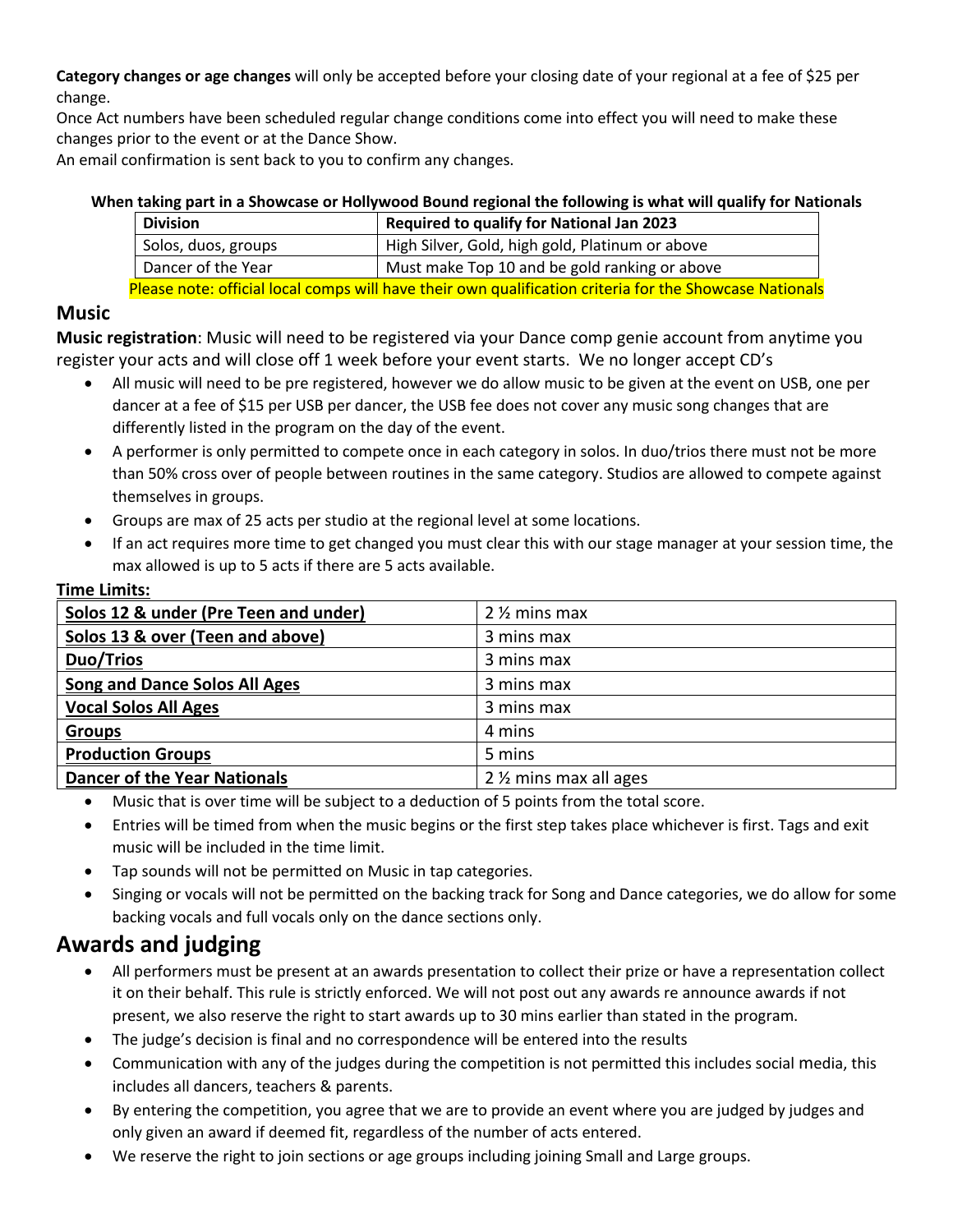**Category changes or age changes** will only be accepted before your closing date of your regional at a fee of $25 per change.
Once Act numbers have been scheduled regular change conditions come into effect you will need to make these changes prior to the event or at the Dance Show.
An email confirmation is sent back to you to confirm any changes.

**When taking part in a Showcase or Hollywood Bound regional the following is what will qualify for Nationals**

| Division | Required to qualify for National Jan 2023 |
|---|---|
| Solos, duos, groups | High Silver, Gold, high gold, Platinum or above |
| Dancer of the Year | Must make Top 10 and be gold ranking or above |

Please note: official local comps will have their own qualification criteria for the Showcase Nationals

## Music

**Music registration**: Music will need to be registered via your Dance comp genie account from anytime you register your acts and will close off 1 week before your event starts. We no longer accept CD's

- All music will need to be pre registered, however we do allow music to be given at the event on USB, one per dancer at a fee of $15 per USB per dancer, the USB fee does not cover any music song changes that are differently listed in the program on the day of the event.
- A performer is only permitted to compete once in each category in solos. In duo/trios there must not be more than 50% cross over of people between routines in the same category. Studios are allowed to compete against themselves in groups.
- Groups are max of 25 acts per studio at the regional level at some locations.
- If an act requires more time to get changed you must clear this with our stage manager at your session time, the max allowed is up to 5 acts if there are 5 acts available.

**Time Limits:**

| Category | Time Limit |
|---|---|
| **Solos 12 & under (Pre Teen and under)** | 2 ½ mins max |
| **Solos 13 & over (Teen and above)** | 3 mins max |
| **Duo/Trios** | 3 mins max |
| **Song and Dance Solos All Ages** | 3 mins max |
| **Vocal Solos All Ages** | 3 mins max |
| **Groups** | 4 mins |
| **Production Groups** | 5 mins |
| **Dancer of the Year Nationals** | 2 ½ mins max all ages |

- Music that is over time will be subject to a deduction of 5 points from the total score.
- Entries will be timed from when the music begins or the first step takes place whichever is first. Tags and exit music will be included in the time limit.
- Tap sounds will not be permitted on Music in tap categories.
- Singing or vocals will not be permitted on the backing track for Song and Dance categories, we do allow for some backing vocals and full vocals only on the dance sections only.

## Awards and judging

- All performers must be present at an awards presentation to collect their prize or have a representation collect it on their behalf. This rule is strictly enforced. We will not post out any awards re announce awards if not present, we also reserve the right to start awards up to 30 mins earlier than stated in the program.
- The judge's decision is final and no correspondence will be entered into the results
- Communication with any of the judges during the competition is not permitted this includes social media, this includes all dancers, teachers & parents.
- By entering the competition, you agree that we are to provide an event where you are judged by judges and only given an award if deemed fit, regardless of the number of acts entered.
- We reserve the right to join sections or age groups including joining Small and Large groups.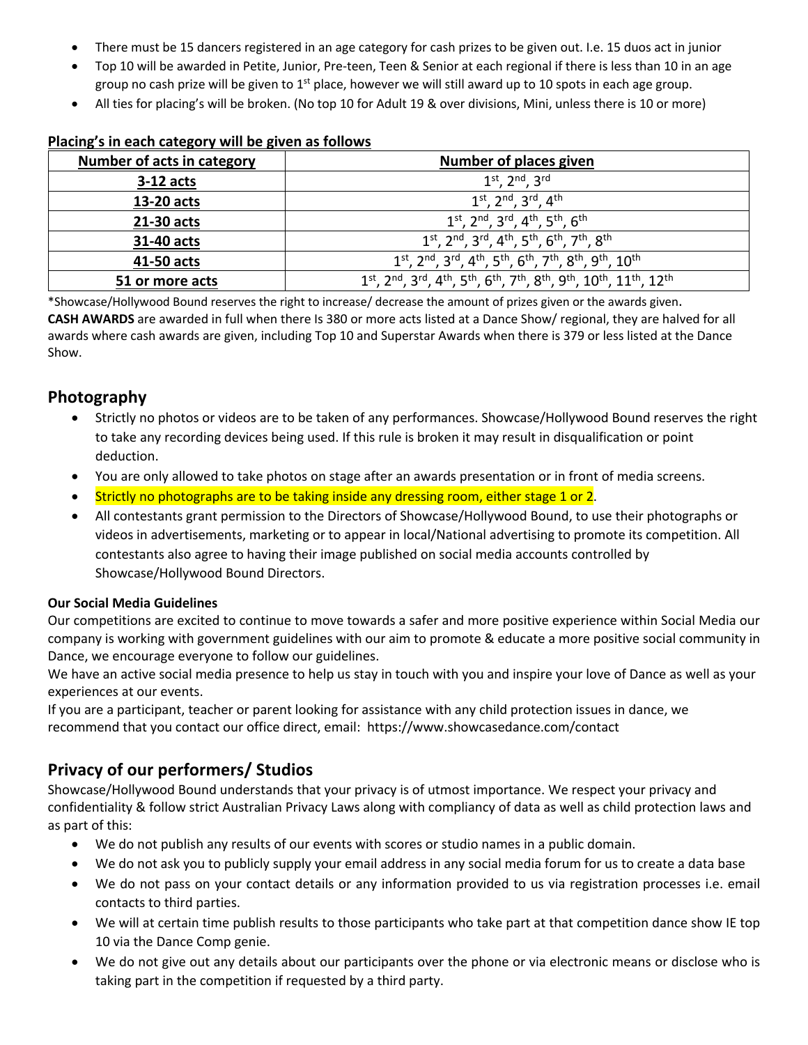- There must be 15 dancers registered in an age category for cash prizes to be given out. I.e. 15 duos act in junior
- Top 10 will be awarded in Petite, Junior, Pre-teen, Teen & Senior at each regional if there is less than 10 in an age group no cash prize will be given to 1st place, however we will still award up to 10 spots in each age group.
- All ties for placing's will be broken. (No top 10 for Adult 19 & over divisions, Mini, unless there is 10 or more)

**Placing's in each category will be given as follows**

| Number of acts in category | Number of places given |
| --- | --- |
| 3-12 acts | 1st, 2nd, 3rd |
| 13-20 acts | 1st, 2nd, 3rd, 4th |
| 21-30 acts | 1st, 2nd, 3rd, 4th, 5th, 6th |
| 31-40 acts | 1st, 2nd, 3rd, 4th, 5th, 6th, 7th, 8th |
| 41-50 acts | 1st, 2nd, 3rd, 4th, 5th, 6th, 7th, 8th, 9th, 10th |
| 51 or more acts | 1st, 2nd, 3rd, 4th, 5th, 6th, 7th, 8th, 9th, 10th, 11th, 12th |

*Showcase/Hollywood Bound reserves the right to increase/ decrease the amount of prizes given or the awards given.
**CASH AWARDS** are awarded in full when there Is 380 or more acts listed at a Dance Show/ regional, they are halved for all awards where cash awards are given, including Top 10 and Superstar Awards when there is 379 or less listed at the Dance Show.

## Photography

- Strictly no photos or videos are to be taken of any performances. Showcase/Hollywood Bound reserves the right to take any recording devices being used. If this rule is broken it may result in disqualification or point deduction.
- You are only allowed to take photos on stage after an awards presentation or in front of media screens.
- Strictly no photographs are to be taking inside any dressing room, either stage 1 or 2.
- All contestants grant permission to the Directors of Showcase/Hollywood Bound, to use their photographs or videos in advertisements, marketing or to appear in local/National advertising to promote its competition. All contestants also agree to having their image published on social media accounts controlled by Showcase/Hollywood Bound Directors.

**Our Social Media Guidelines**

Our competitions are excited to continue to move towards a safer and more positive experience within Social Media our company is working with government guidelines with our aim to promote & educate a more positive social community in Dance, we encourage everyone to follow our guidelines.

We have an active social media presence to help us stay in touch with you and inspire your love of Dance as well as your experiences at our events.

If you are a participant, teacher or parent looking for assistance with any child protection issues in dance, we recommend that you contact our office direct, email: https://www.showcasedance.com/contact

## Privacy of our performers/ Studios

Showcase/Hollywood Bound understands that your privacy is of utmost importance. We respect your privacy and confidentiality & follow strict Australian Privacy Laws along with compliancy of data as well as child protection laws and as part of this:

- We do not publish any results of our events with scores or studio names in a public domain.
- We do not ask you to publicly supply your email address in any social media forum for us to create a data base
- We do not pass on your contact details or any information provided to us via registration processes i.e. email contacts to third parties.
- We will at certain time publish results to those participants who take part at that competition dance show IE top 10 via the Dance Comp genie.
- We do not give out any details about our participants over the phone or via electronic means or disclose who is taking part in the competition if requested by a third party.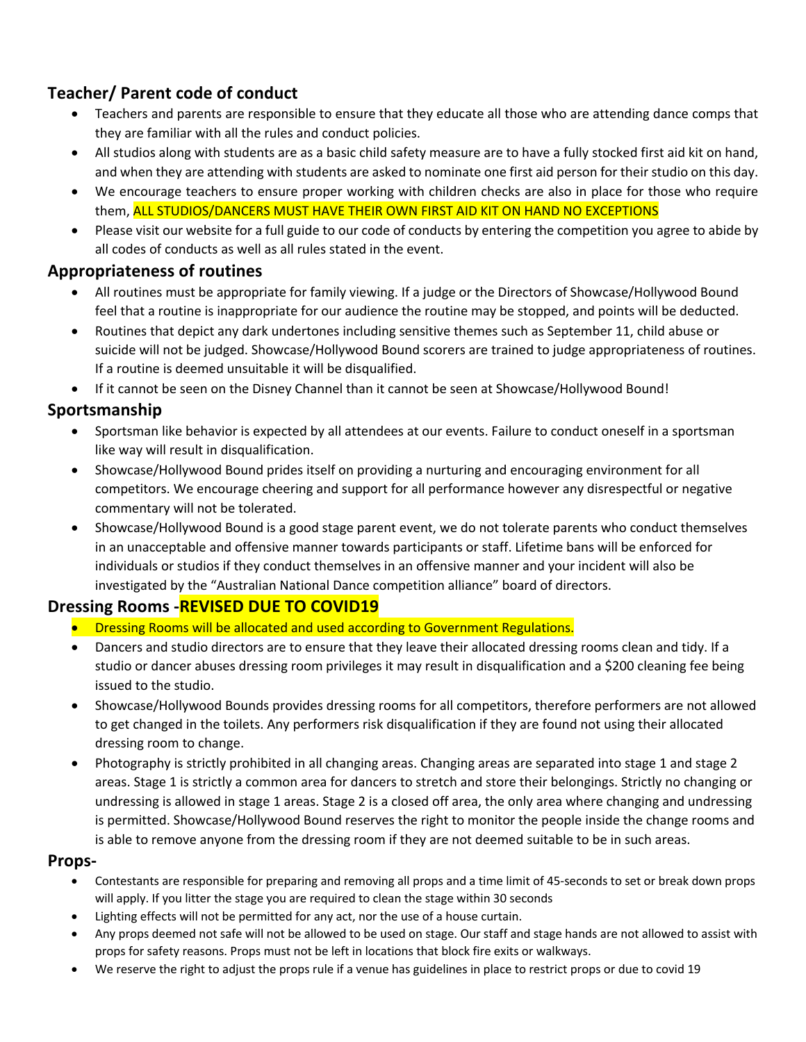## Teacher/ Parent code of conduct

- Teachers and parents are responsible to ensure that they educate all those who are attending dance comps that they are familiar with all the rules and conduct policies.
- All studios along with students are as a basic child safety measure are to have a fully stocked first aid kit on hand, and when they are attending with students are asked to nominate one first aid person for their studio on this day.
- We encourage teachers to ensure proper working with children checks are also in place for those who require them, ALL STUDIOS/DANCERS MUST HAVE THEIR OWN FIRST AID KIT ON HAND NO EXCEPTIONS
- Please visit our website for a full guide to our code of conducts by entering the competition you agree to abide by all codes of conducts as well as all rules stated in the event.

## Appropriateness of routines

- All routines must be appropriate for family viewing. If a judge or the Directors of Showcase/Hollywood Bound feel that a routine is inappropriate for our audience the routine may be stopped, and points will be deducted.
- Routines that depict any dark undertones including sensitive themes such as September 11, child abuse or suicide will not be judged. Showcase/Hollywood Bound scorers are trained to judge appropriateness of routines. If a routine is deemed unsuitable it will be disqualified.
- If it cannot be seen on the Disney Channel than it cannot be seen at Showcase/Hollywood Bound!

## Sportsmanship

- Sportsman like behavior is expected by all attendees at our events. Failure to conduct oneself in a sportsman like way will result in disqualification.
- Showcase/Hollywood Bound prides itself on providing a nurturing and encouraging environment for all competitors. We encourage cheering and support for all performance however any disrespectful or negative commentary will not be tolerated.
- Showcase/Hollywood Bound is a good stage parent event, we do not tolerate parents who conduct themselves in an unacceptable and offensive manner towards participants or staff. Lifetime bans will be enforced for individuals or studios if they conduct themselves in an offensive manner and your incident will also be investigated by the "Australian National Dance competition alliance" board of directors.

## Dressing Rooms -REVISED DUE TO COVID19

- Dressing Rooms will be allocated and used according to Government Regulations.
- Dancers and studio directors are to ensure that they leave their allocated dressing rooms clean and tidy. If a studio or dancer abuses dressing room privileges it may result in disqualification and a $200 cleaning fee being issued to the studio.
- Showcase/Hollywood Bounds provides dressing rooms for all competitors, therefore performers are not allowed to get changed in the toilets. Any performers risk disqualification if they are found not using their allocated dressing room to change.
- Photography is strictly prohibited in all changing areas. Changing areas are separated into stage 1 and stage 2 areas. Stage 1 is strictly a common area for dancers to stretch and store their belongings. Strictly no changing or undressing is allowed in stage 1 areas. Stage 2 is a closed off area, the only area where changing and undressing is permitted. Showcase/Hollywood Bound reserves the right to monitor the people inside the change rooms and is able to remove anyone from the dressing room if they are not deemed suitable to be in such areas.

## Props-

- Contestants are responsible for preparing and removing all props and a time limit of 45-seconds to set or break down props will apply. If you litter the stage you are required to clean the stage within 30 seconds
- Lighting effects will not be permitted for any act, nor the use of a house curtain.
- Any props deemed not safe will not be allowed to be used on stage. Our staff and stage hands are not allowed to assist with props for safety reasons. Props must not be left in locations that block fire exits or walkways.
- We reserve the right to adjust the props rule if a venue has guidelines in place to restrict props or due to covid 19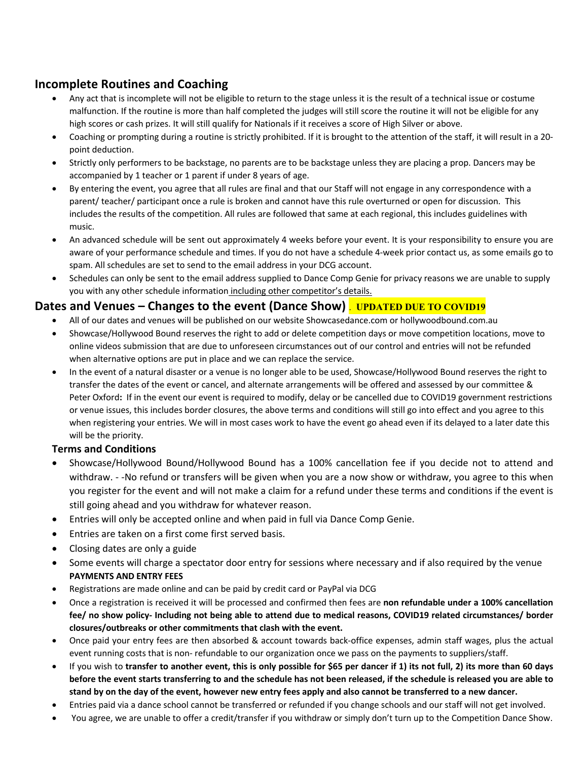## Incomplete Routines and Coaching

- Any act that is incomplete will not be eligible to return to the stage unless it is the result of a technical issue or costume malfunction. If the routine is more than half completed the judges will still score the routine it will not be eligible for any high scores or cash prizes. It will still qualify for Nationals if it receives a score of High Silver or above.
- Coaching or prompting during a routine is strictly prohibited. If it is brought to the attention of the staff, it will result in a 20-point deduction.
- Strictly only performers to be backstage, no parents are to be backstage unless they are placing a prop. Dancers may be accompanied by 1 teacher or 1 parent if under 8 years of age.
- By entering the event, you agree that all rules are final and that our Staff will not engage in any correspondence with a parent/ teacher/ participant once a rule is broken and cannot have this rule overturned or open for discussion. This includes the results of the competition. All rules are followed that same at each regional, this includes guidelines with music.
- An advanced schedule will be sent out approximately 4 weeks before your event. It is your responsibility to ensure you are aware of your performance schedule and times. If you do not have a schedule 4-week prior contact us, as some emails go to spam. All schedules are set to send to the email address in your DCG account.
- Schedules can only be sent to the email address supplied to Dance Comp Genie for privacy reasons we are unable to supply you with any other schedule information including other competitor's details.

## Dates and Venues – Changes to the event (Dance Show) . **UPDATED DUE TO COVID19**

- All of our dates and venues will be published on our website Showcasedance.com or hollywoodbound.com.au
- Showcase/Hollywood Bound reserves the right to add or delete competition days or move competition locations, move to online videos submission that are due to unforeseen circumstances out of our control and entries will not be refunded when alternative options are put in place and we can replace the service.
- In the event of a natural disaster or a venue is no longer able to be used, Showcase/Hollywood Bound reserves the right to transfer the dates of the event or cancel, and alternate arrangements will be offered and assessed by our committee & Peter Oxford**:** If in the event our event is required to modify, delay or be cancelled due to COVID19 government restrictions or venue issues, this includes border closures, the above terms and conditions will still go into effect and you agree to this when registering your entries. We will in most cases work to have the event go ahead even if its delayed to a later date this will be the priority.

### Terms and Conditions

- Showcase/Hollywood Bound/Hollywood Bound has a 100% cancellation fee if you decide not to attend and withdraw. - -No refund or transfers will be given when you are a now show or withdraw, you agree to this when you register for the event and will not make a claim for a refund under these terms and conditions if the event is still going ahead and you withdraw for whatever reason.
- Entries will only be accepted online and when paid in full via Dance Comp Genie.
- Entries are taken on a first come first served basis.
- Closing dates are only a guide
- Some events will charge a spectator door entry for sessions where necessary and if also required by the venue

**PAYMENTS AND ENTRY FEES**

- Registrations are made online and can be paid by credit card or PayPal via DCG
- Once a registration is received it will be processed and confirmed then fees are **non refundable under a 100% cancellation fee/ no show policy- Including not being able to attend due to medical reasons, COVID19 related circumstances/ border closures/outbreaks or other commitments that clash with the event.**
- Once paid your entry fees are then absorbed & account towards back-office expenses, admin staff wages, plus the actual event running costs that is non- refundable to our organization once we pass on the payments to suppliers/staff.
- If you wish to **transfer to another event, this is only possible for $65 per dancer if 1) its not full, 2) its more than 60 days before the event starts transferring to and the schedule has not been released, if the schedule is released you are able to stand by on the day of the event, however new entry fees apply and also cannot be transferred to a new dancer.**
- Entries paid via a dance school cannot be transferred or refunded if you change schools and our staff will not get involved.
- You agree, we are unable to offer a credit/transfer if you withdraw or simply don't turn up to the Competition Dance Show.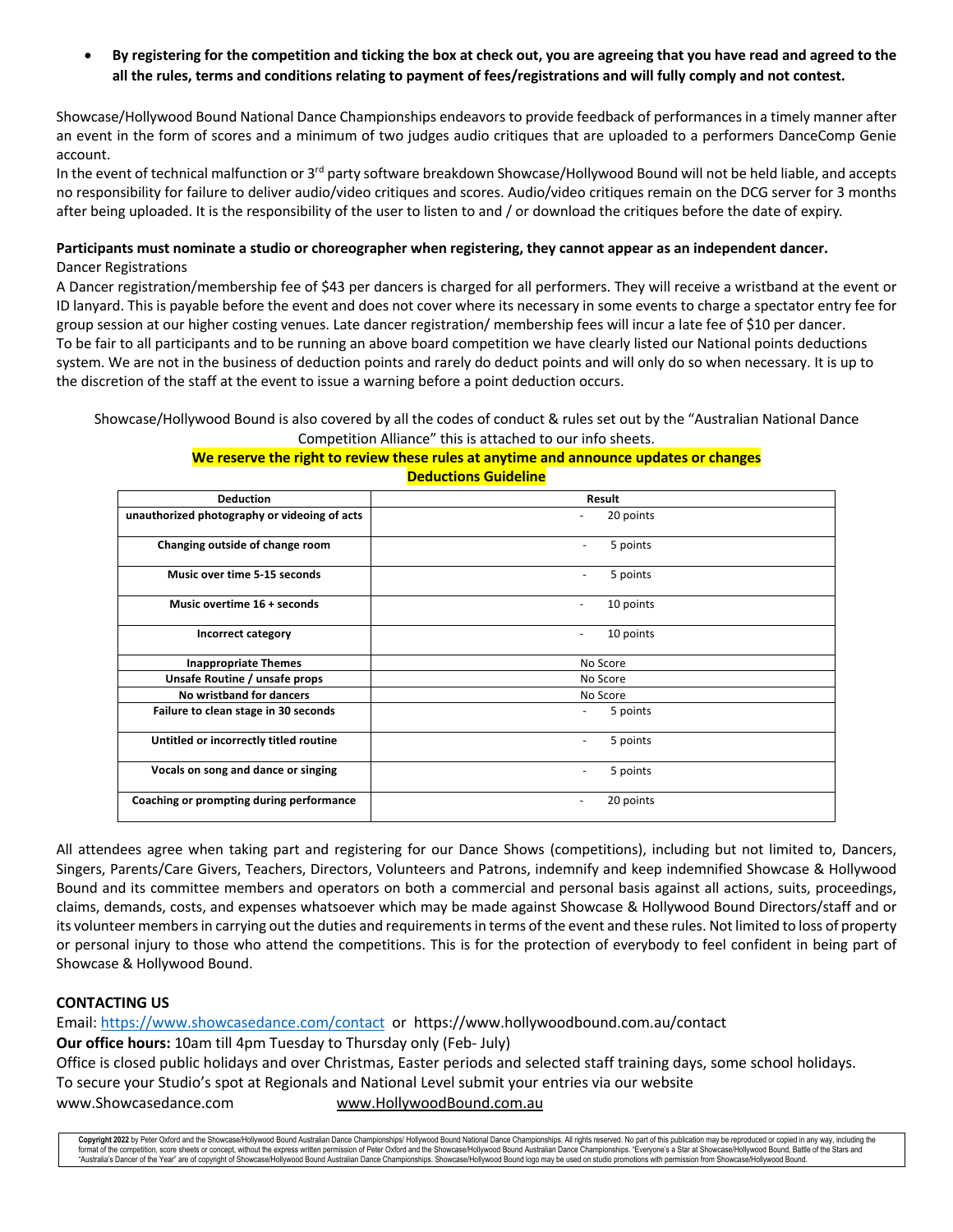- **By registering for the competition and ticking the box at check out, you are agreeing that you have read and agreed to the all the rules, terms and conditions relating to payment of fees/registrations and will fully comply and not contest.**

Showcase/Hollywood Bound National Dance Championships endeavors to provide feedback of performances in a timely manner after an event in the form of scores and a minimum of two judges audio critiques that are uploaded to a performers DanceComp Genie account.

In the event of technical malfunction or 3rd party software breakdown Showcase/Hollywood Bound will not be held liable, and accepts no responsibility for failure to deliver audio/video critiques and scores. Audio/video critiques remain on the DCG server for 3 months after being uploaded. It is the responsibility of the user to listen to and / or download the critiques before the date of expiry.

**Participants must nominate a studio or choreographer when registering, they cannot appear as an independent dancer.**

Dancer Registrations

A Dancer registration/membership fee of $43 per dancers is charged for all performers. They will receive a wristband at the event or ID lanyard. This is payable before the event and does not cover where its necessary in some events to charge a spectator entry fee for group session at our higher costing venues. Late dancer registration/ membership fees will incur a late fee of $10 per dancer.

To be fair to all participants and to be running an above board competition we have clearly listed our National points deductions system. We are not in the business of deduction points and rarely do deduct points and will only do so when necessary. It is up to the discretion of the staff at the event to issue a warning before a point deduction occurs.

Showcase/Hollywood Bound is also covered by all the codes of conduct & rules set out by the "Australian National Dance Competition Alliance" this is attached to our info sheets.

**We reserve the right to review these rules at anytime and announce updates or changes**

**Deductions Guideline**

| Deduction | Result |
|---|---|
| **unauthorized photography or videoing of acts** | - 20 points |
| **Changing outside of change room** | - 5 points |
| **Music over time 5-15 seconds** | - 5 points |
| **Music overtime 16 + seconds** | - 10 points |
| **Incorrect category** | - 10 points |
| **Inappropriate Themes** | No Score |
| **Unsafe Routine / unsafe props** | No Score |
| **No wristband for dancers** | No Score |
| **Failure to clean stage in 30 seconds** | - 5 points |
| **Untitled or incorrectly titled routine** | - 5 points |
| **Vocals on song and dance or singing** | - 5 points |
| **Coaching or prompting during performance** | - 20 points |

All attendees agree when taking part and registering for our Dance Shows (competitions), including but not limited to, Dancers, Singers, Parents/Care Givers, Teachers, Directors, Volunteers and Patrons, indemnify and keep indemnified Showcase & Hollywood Bound and its committee members and operators on both a commercial and personal basis against all actions, suits, proceedings, claims, demands, costs, and expenses whatsoever which may be made against Showcase & Hollywood Bound Directors/staff and or its volunteer members in carrying out the duties and requirements in terms of the event and these rules. Not limited to loss of property or personal injury to those who attend the competitions. This is for the protection of everybody to feel confident in being part of Showcase & Hollywood Bound.

## CONTACTING US

Email: https://www.showcasedance.com/contact or https://www.hollywoodbound.com.au/contact

**Our office hours:** 10am till 4pm Tuesday to Thursday only (Feb- July)

Office is closed public holidays and over Christmas, Easter periods and selected staff training days, some school holidays.

To secure your Studio's spot at Regionals and National Level submit your entries via our website

www.Showcasedance.com www.HollywoodBound.com.au

**Copyright 2022** by Peter Oxford and the Showcase/Hollywood Bound Australian Dance Championships/ Hollywood Bound National Dance Championships. All rights reserved. No part of this publication may be reproduced or copied in any way, including the format of the competition, score sheets or concept, without the express written permission of Peter Oxford and the Showcase/Hollywood Bound Australian Dance Championships. "Everyone's a Star at Showcase/Hollywood Bound, Battle of the Stars and "Australia's Dancer of the Year" are of copyright of Showcase/Hollywood Bound Australian Dance Championships. Showcase/Hollywood Bound logo may be used on studio promotions with permission from Showcase/Hollywood Bound.